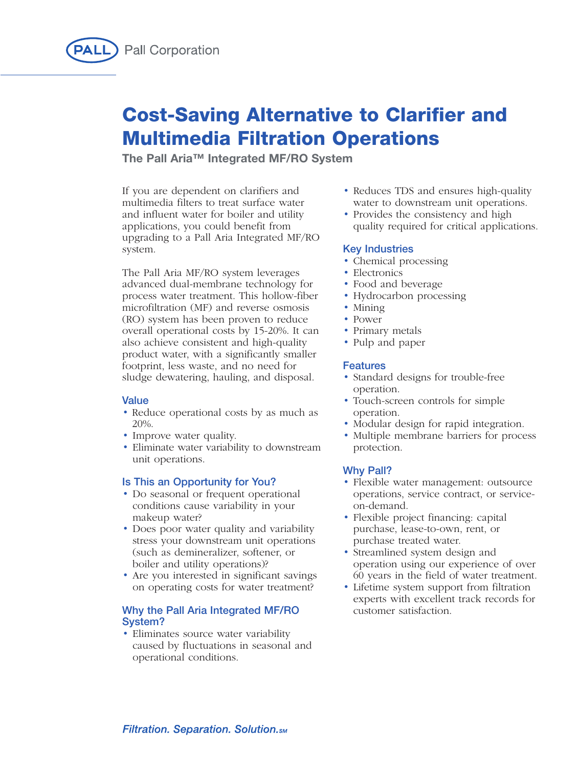Pall Corporation

# Cost-Saving Alternative to Clarifier and Multimedia Filtration Operations

**The Pall Aria™ Integrated MF/RO System**

If you are dependent on clarifiers and multimedia filters to treat surface water and influent water for boiler and utility applications, you could benefit from upgrading to a Pall Aria Integrated MF/RO system.

The Pall Aria MF/RO system leverages advanced dual-membrane technology for process water treatment. This hollow-fiber microfiltration (MF) and reverse osmosis (RO) system has been proven to reduce overall operational costs by 15-20%. It can also achieve consistent and high-quality product water, with a significantly smaller footprint, less waste, and no need for sludge dewatering, hauling, and disposal.

## Value

- Reduce operational costs by as much as 20%.
- Improve water quality.
- Eliminate water variability to downstream unit operations.

## Is This an Opportunity for You?

- Do seasonal or frequent operational conditions cause variability in your makeup water?
- Does poor water quality and variability stress your downstream unit operations (such as demineralizer, softener, or boiler and utility operations)?
- Are you interested in significant savings on operating costs for water treatment?

## Why the Pall Aria Integrated MF/RO System?

- Eliminates source water variability caused by fluctuations in seasonal and operational conditions.
- Reduces TDS and ensures high-quality water to downstream unit operations.
- Provides the consistency and high quality required for critical applications.

## Key Industries

- Chemical processing
- Electronics
- Food and beverage
- Hydrocarbon processing
- Mining
- Power
- Primary metals
- Pulp and paper

## Features

- Standard designs for trouble-free operation.
- Touch-screen controls for simple operation.
- Modular design for rapid integration.
- Multiple membrane barriers for process protection.

## Why Pall?

- Flexible water management: outsource operations, service contract, or service-on-demand.
- Flexible project financing: capital purchase, lease-to-own, rent, or purchase treated water.
- Streamlined system design and operation using our experience of over 60 years in the field of water treatment.
- Lifetime system support from filtration experts with excellent track records for customer satisfaction.

*Filtration. Separation. Solution.* SM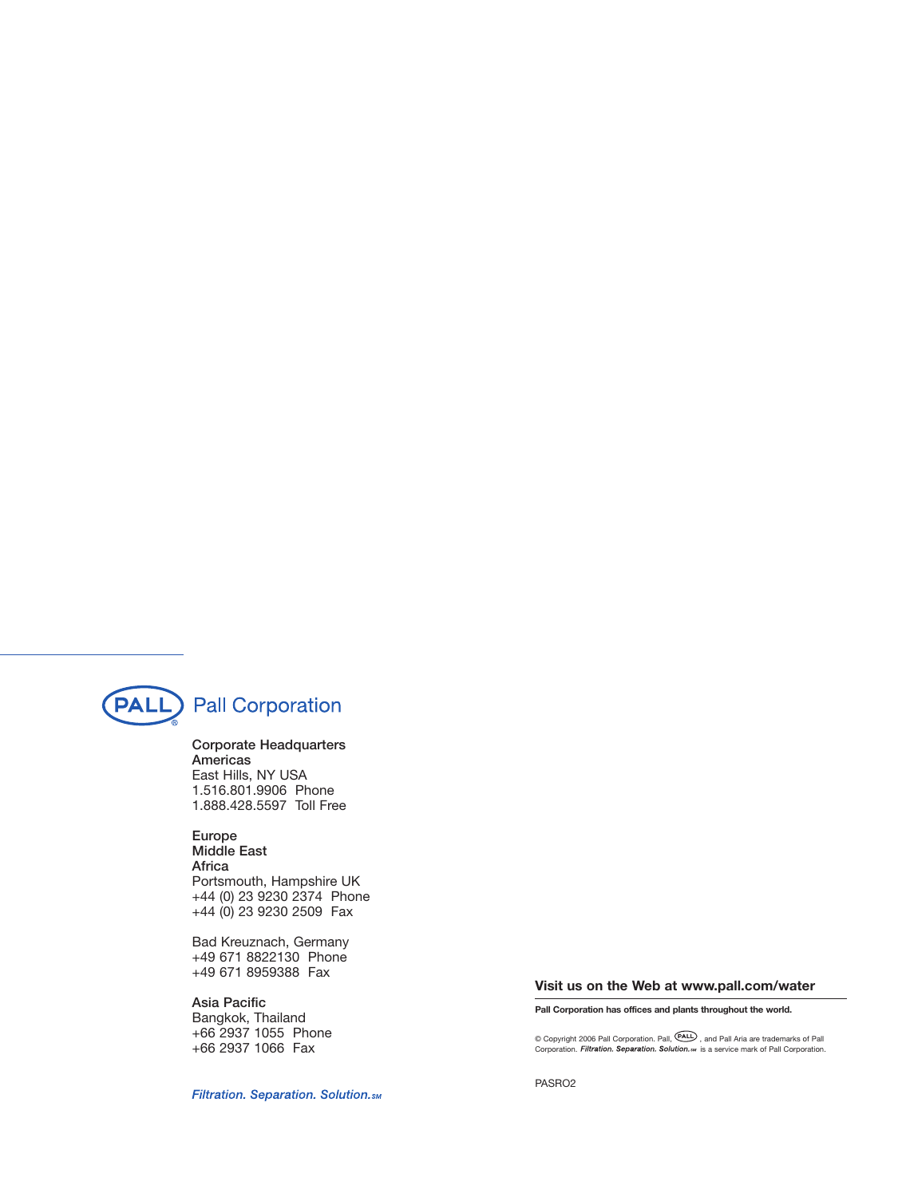PALL® Pall Corporation

**Corporate Headquarters**
**Americas**
East Hills, NY USA
1.516.801.9906 Phone
1.888.428.5597 Toll Free

**Europe**
**Middle East**
**Africa**
Portsmouth, Hampshire UK
+44 (0) 23 9230 2374 Phone
+44 (0) 23 9230 2509 Fax

Bad Kreuznach, Germany
+49 671 8822130 Phone
+49 671 8959388 Fax

**Asia Pacific**
Bangkok, Thailand
+66 2937 1055 Phone
+66 2937 1066 Fax

*Filtration. Separation. Solution.SM*

**Visit us on the Web at www.pall.com/water**

**Pall Corporation has offices and plants throughout the world.**

© Copyright 2006 Pall Corporation. Pall, PALL, and Pall Aria are trademarks of Pall Corporation. ***Filtration. Separation. Solution.SM*** is a service mark of Pall Corporation.

PASRO2